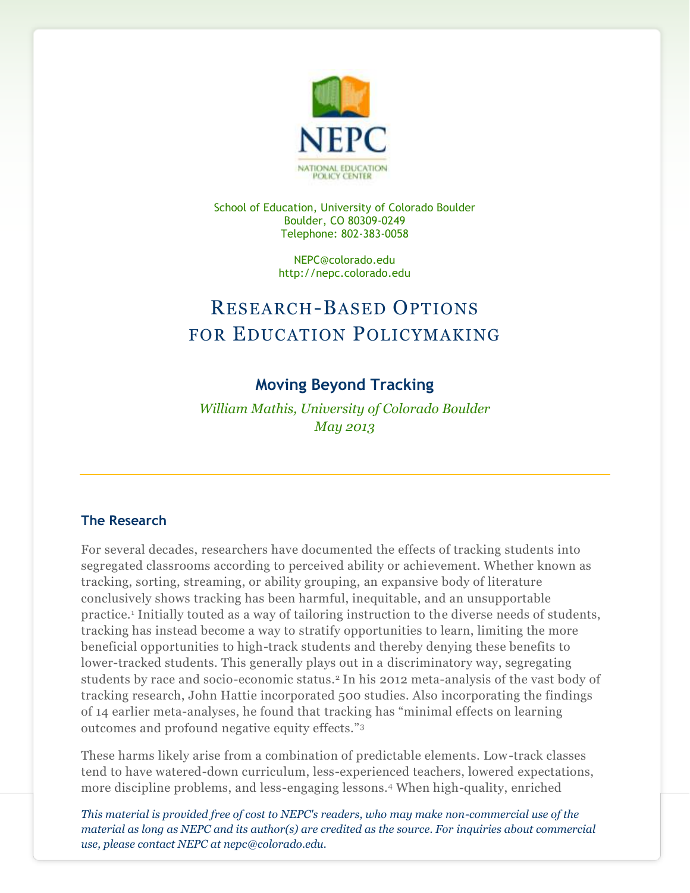NEPC

NATIONAL EDUCATION POLICY CENTER

School of Education, University of Colorado Boulder
Boulder, CO 80309-0249
Telephone: 802-383-0058

NEPC@colorado.edu
http://nepc.colorado.edu

# Research-Based Options for Education Policymaking

## Moving Beyond Tracking

*William Mathis, University of Colorado Boulder*
*May 2013*

---

### The Research

For several decades, researchers have documented the effects of tracking students into segregated classrooms according to perceived ability or achievement. Whether known as tracking, sorting, streaming, or ability grouping, an expansive body of literature conclusively shows tracking has been harmful, inequitable, and an unsupportable practice.[1] Initially touted as a way of tailoring instruction to the diverse needs of students, tracking has instead become a way to stratify opportunities to learn, limiting the more beneficial opportunities to high-track students and thereby denying these benefits to lower-tracked students. This generally plays out in a discriminatory way, segregating students by race and socio-economic status.[2] In his 2012 meta-analysis of the vast body of tracking research, John Hattie incorporated 500 studies. Also incorporating the findings of 14 earlier meta-analyses, he found that tracking has "minimal effects on learning outcomes and profound negative equity effects."[3]

These harms likely arise from a combination of predictable elements. Low-track classes tend to have watered-down curriculum, less-experienced teachers, lowered expectations, more discipline problems, and less-engaging lessons.[4] When high-quality, enriched

*This material is provided free of cost to NEPC's readers, who may make non-commercial use of the material as long as NEPC and its author(s) are credited as the source. For inquiries about commercial use, please contact NEPC at nepc@colorado.edu.*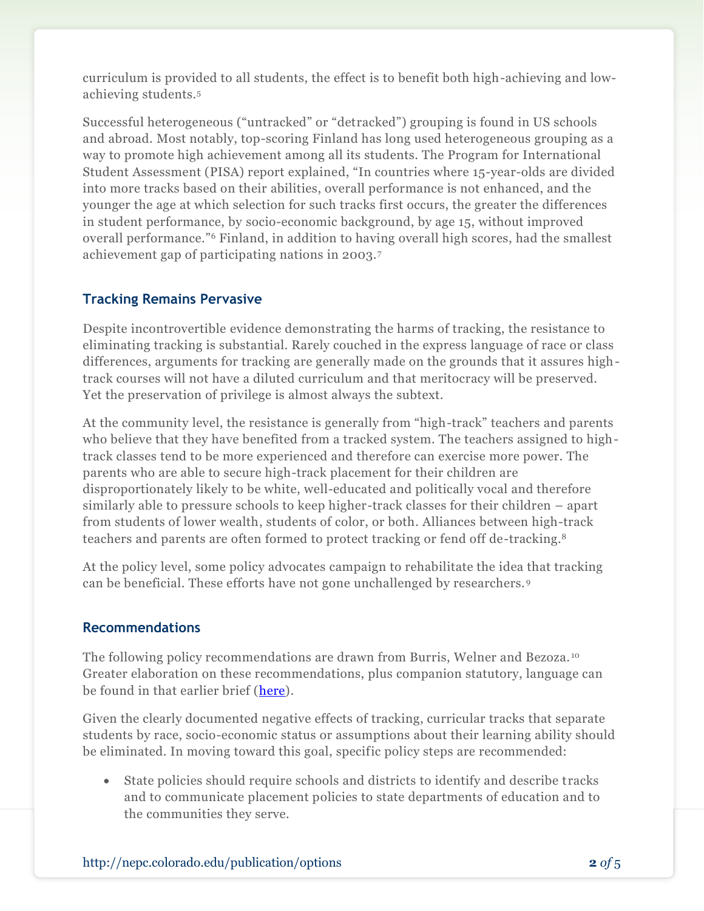curriculum is provided to all students, the effect is to benefit both high-achieving and low-achieving students.[5]

Successful heterogeneous ("untracked" or "detracked") grouping is found in US schools and abroad. Most notably, top-scoring Finland has long used heterogeneous grouping as a way to promote high achievement among all its students. The Program for International Student Assessment (PISA) report explained, "In countries where 15-year-olds are divided into more tracks based on their abilities, overall performance is not enhanced, and the younger the age at which selection for such tracks first occurs, the greater the differences in student performance, by socio-economic background, by age 15, without improved overall performance."[6] Finland, in addition to having overall high scores, had the smallest achievement gap of participating nations in 2003.[7]

### Tracking Remains Pervasive

Despite incontrovertible evidence demonstrating the harms of tracking, the resistance to eliminating tracking is substantial. Rarely couched in the express language of race or class differences, arguments for tracking are generally made on the grounds that it assures high-track courses will not have a diluted curriculum and that meritocracy will be preserved. Yet the preservation of privilege is almost always the subtext.

At the community level, the resistance is generally from "high-track" teachers and parents who believe that they have benefited from a tracked system. The teachers assigned to high-track classes tend to be more experienced and therefore can exercise more power. The parents who are able to secure high-track placement for their children are disproportionately likely to be white, well-educated and politically vocal and therefore similarly able to pressure schools to keep higher-track classes for their children – apart from students of lower wealth, students of color, or both. Alliances between high-track teachers and parents are often formed to protect tracking or fend off de-tracking.[8]

At the policy level, some policy advocates campaign to rehabilitate the idea that tracking can be beneficial. These efforts have not gone unchallenged by researchers.[9]

### Recommendations

The following policy recommendations are drawn from Burris, Welner and Bezoza.[10] Greater elaboration on these recommendations, plus companion statutory, language can be found in that earlier brief (here).

Given the clearly documented negative effects of tracking, curricular tracks that separate students by race, socio-economic status or assumptions about their learning ability should be eliminated. In moving toward this goal, specific policy steps are recommended:

- State policies should require schools and districts to identify and describe tracks and to communicate placement policies to state departments of education and to the communities they serve.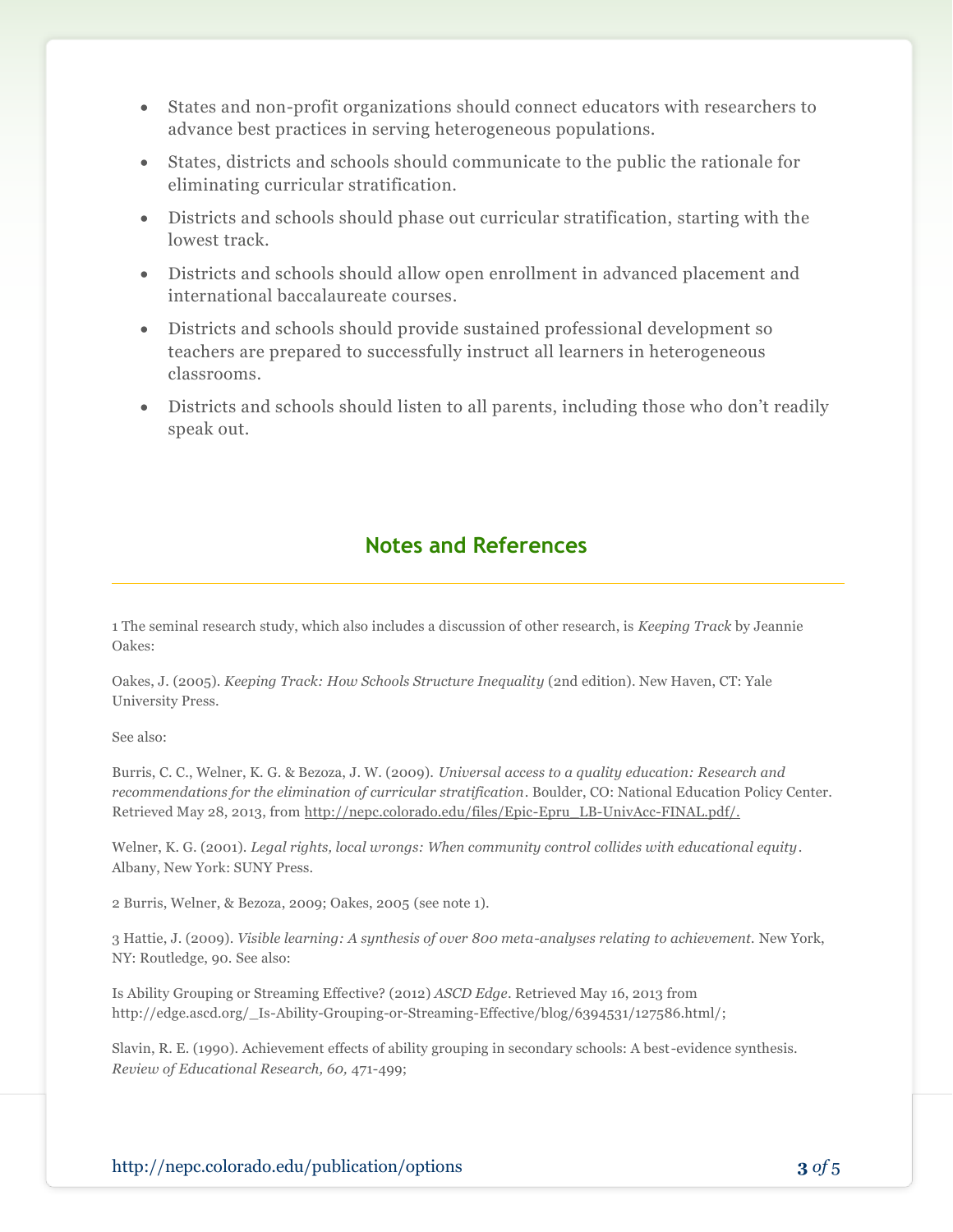- States and non-profit organizations should connect educators with researchers to advance best practices in serving heterogeneous populations.
- States, districts and schools should communicate to the public the rationale for eliminating curricular stratification.
- Districts and schools should phase out curricular stratification, starting with the lowest track.
- Districts and schools should allow open enrollment in advanced placement and international baccalaureate courses.
- Districts and schools should provide sustained professional development so teachers are prepared to successfully instruct all learners in heterogeneous classrooms.
- Districts and schools should listen to all parents, including those who don't readily speak out.

## Notes and References

1 The seminal research study, which also includes a discussion of other research, is *Keeping Track* by Jeannie Oakes:

Oakes, J. (2005). *Keeping Track: How Schools Structure Inequality* (2nd edition). New Haven, CT: Yale University Press.

See also:

Burris, C. C., Welner, K. G. & Bezoza, J. W. (2009). *Universal access to a quality education: Research and recommendations for the elimination of curricular stratification*. Boulder, CO: National Education Policy Center. Retrieved May 28, 2013, from http://nepc.colorado.edu/files/Epic-Epru_LB-UnivAcc-FINAL.pdf/.

Welner, K. G. (2001). *Legal rights, local wrongs: When community control collides with educational equity*. Albany, New York: SUNY Press.

2 Burris, Welner, & Bezoza, 2009; Oakes, 2005 (see note 1).

3 Hattie, J. (2009). *Visible learning: A synthesis of over 800 meta-analyses relating to achievement.* New York, NY: Routledge, 90. See also:

Is Ability Grouping or Streaming Effective? (2012) *ASCD Edge*. Retrieved May 16, 2013 from http://edge.ascd.org/_Is-Ability-Grouping-or-Streaming-Effective/blog/6394531/127586.html/;

Slavin, R. E. (1990). Achievement effects of ability grouping in secondary schools: A best-evidence synthesis. *Review of Educational Research, 60,* 471-499;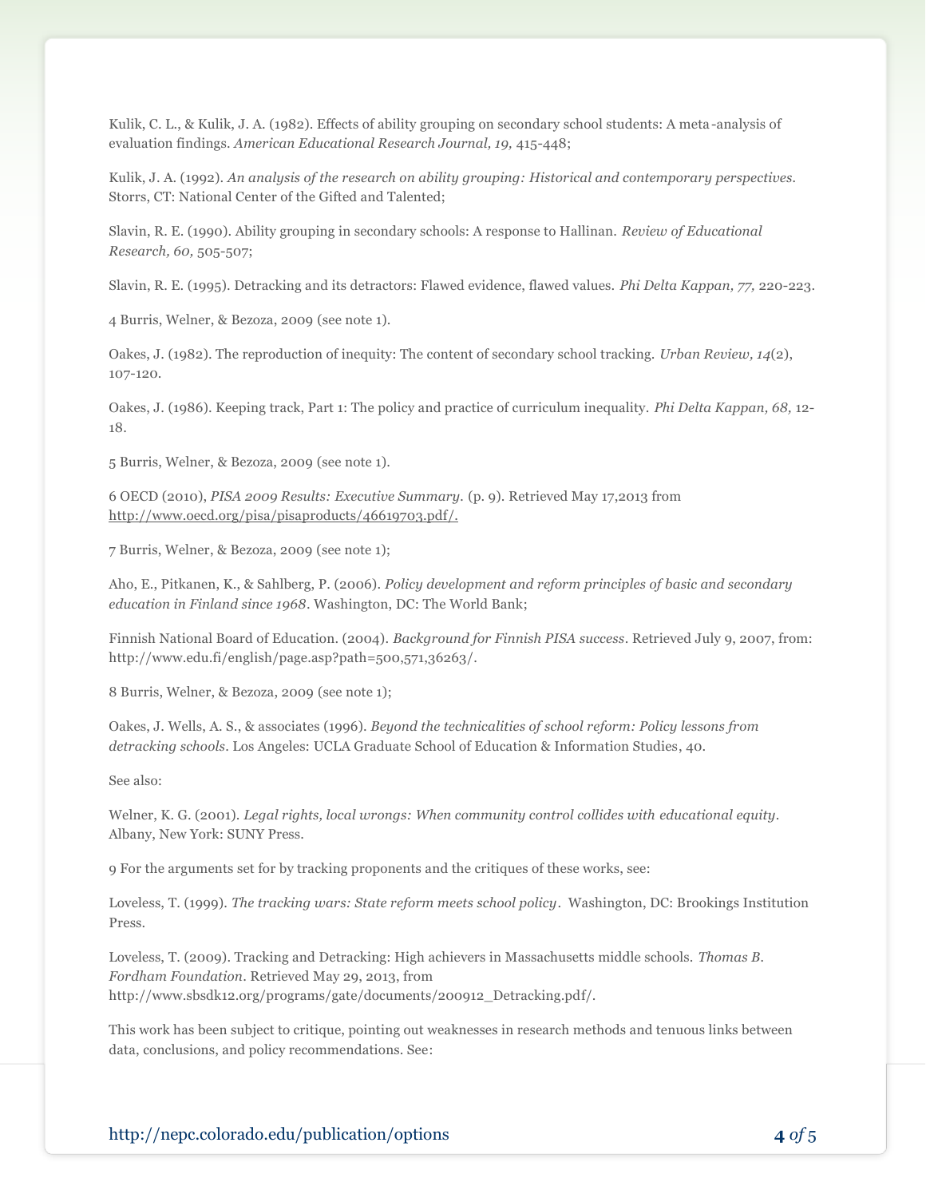Kulik, C. L., & Kulik, J. A. (1982). Effects of ability grouping on secondary school students: A meta-analysis of evaluation findings. *American Educational Research Journal, 19,* 415-448;

Kulik, J. A. (1992). *An analysis of the research on ability grouping: Historical and contemporary perspectives.* Storrs, CT: National Center of the Gifted and Talented;

Slavin, R. E. (1990). Ability grouping in secondary schools: A response to Hallinan. *Review of Educational Research, 60,* 505-507;

Slavin, R. E. (1995). Detracking and its detractors: Flawed evidence, flawed values. *Phi Delta Kappan, 77,* 220-223.

4 Burris, Welner, & Bezoza, 2009 (see note 1).

Oakes, J. (1982). The reproduction of inequity: The content of secondary school tracking. *Urban Review, 14*(2), 107-120.

Oakes, J. (1986). Keeping track, Part 1: The policy and practice of curriculum inequality. *Phi Delta Kappan, 68,* 12-18.

5 Burris, Welner, & Bezoza, 2009 (see note 1).

6 OECD (2010), *PISA 2009 Results: Executive Summary.* (p. 9). Retrieved May 17,2013 from http://www.oecd.org/pisa/pisaproducts/46619703.pdf/.

7 Burris, Welner, & Bezoza, 2009 (see note 1);

Aho, E., Pitkanen, K., & Sahlberg, P. (2006). *Policy development and reform principles of basic and secondary education in Finland since 1968*. Washington, DC: The World Bank;

Finnish National Board of Education. (2004). *Background for Finnish PISA success*. Retrieved July 9, 2007, from: http://www.edu.fi/english/page.asp?path=500,571,36263/.

8 Burris, Welner, & Bezoza, 2009 (see note 1);

Oakes, J. Wells, A. S., & associates (1996). *Beyond the technicalities of school reform: Policy lessons from detracking schools*. Los Angeles: UCLA Graduate School of Education & Information Studies, 40.

See also:

Welner, K. G. (2001). *Legal rights, local wrongs: When community control collides with educational equity*. Albany, New York: SUNY Press.

9 For the arguments set for by tracking proponents and the critiques of these works, see:

Loveless, T. (1999). *The tracking wars: State reform meets school policy*. Washington, DC: Brookings Institution Press.

Loveless, T. (2009). Tracking and Detracking: High achievers in Massachusetts middle schools. *Thomas B. Fordham Foundation*. Retrieved May 29, 2013, from http://www.sbsdk12.org/programs/gate/documents/200912_Detracking.pdf/.

This work has been subject to critique, pointing out weaknesses in research methods and tenuous links between data, conclusions, and policy recommendations. See: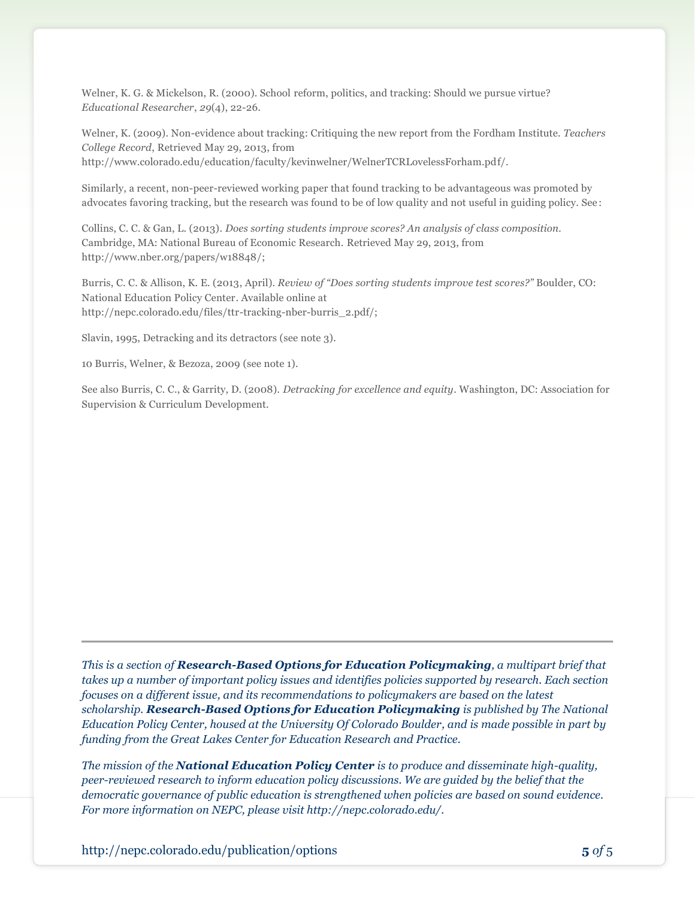Welner, K. G. & Mickelson, R. (2000). School reform, politics, and tracking: Should we pursue virtue? *Educational Researcher*, *29*(4), 22-26.

Welner, K. (2009). Non-evidence about tracking: Critiquing the new report from the Fordham Institute. *Teachers College Record*, Retrieved May 29, 2013, from http://www.colorado.edu/education/faculty/kevinwelner/WelnerTCRLovelessForham.pdf/.

Similarly, a recent, non-peer-reviewed working paper that found tracking to be advantageous was promoted by advocates favoring tracking, but the research was found to be of low quality and not useful in guiding policy. See:

Collins, C. C. & Gan, L. (2013). *Does sorting students improve scores? An analysis of class composition.* Cambridge, MA: National Bureau of Economic Research. Retrieved May 29, 2013, from http://www.nber.org/papers/w18848/;

Burris, C. C. & Allison, K. E. (2013, April). *Review of "Does sorting students improve test scores?"* Boulder, CO: National Education Policy Center. Available online at http://nepc.colorado.edu/files/ttr-tracking-nber-burris_2.pdf/;

Slavin, 1995, Detracking and its detractors (see note 3).

10 Burris, Welner, & Bezoza, 2009 (see note 1).

See also Burris, C. C., & Garrity, D. (2008). *Detracking for excellence and equity*. Washington, DC: Association for Supervision & Curriculum Development.

---

*This is a section of **Research-Based Options for Education Policymaking**, a multipart brief that takes up a number of important policy issues and identifies policies supported by research. Each section focuses on a different issue, and its recommendations to policymakers are based on the latest scholarship. **Research-Based Options for Education Policymaking** is published by The National Education Policy Center, housed at the University Of Colorado Boulder, and is made possible in part by funding from the Great Lakes Center for Education Research and Practice.*

*The mission of the **National Education Policy Center** is to produce and disseminate high-quality, peer-reviewed research to inform education policy discussions. We are guided by the belief that the democratic governance of public education is strengthened when policies are based on sound evidence. For more information on NEPC, please visit http://nepc.colorado.edu/.*